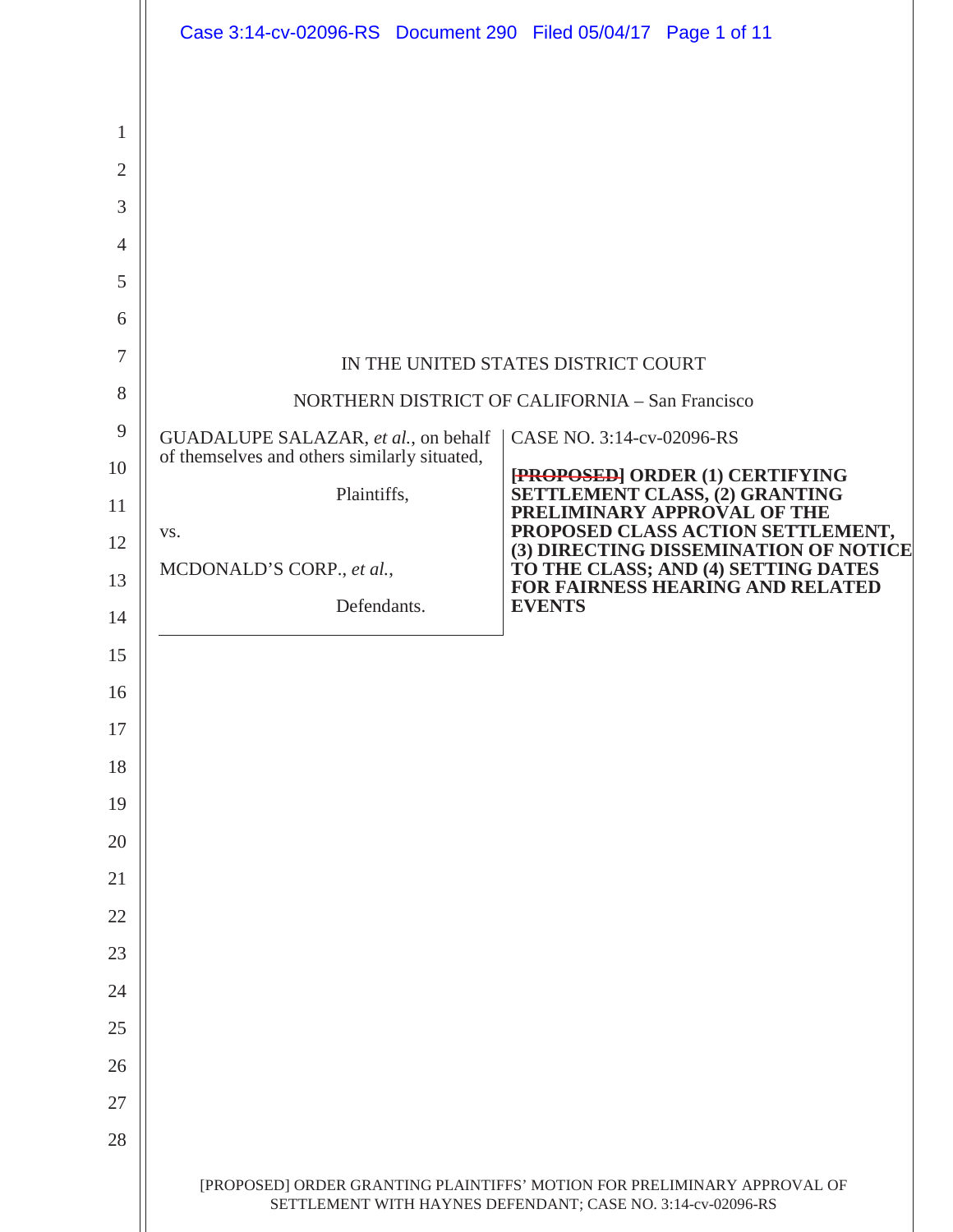IN THE UNITED STATES DISTRICT COURT

NORTHERN DISTRICT OF CALIFORNIA – San Francisco

GUADALUPE SALAZAR, *et al.*, on behalf of themselves and others similarly situated,

Plaintiffs,

vs.

MCDONALD'S CORP., *et al.*,

Defendants.

CASE NO. 3:14-cv-02096-RS

**~~[PROPOSED]~~ ORDER (1) CERTIFYING SETTLEMENT CLASS, (2) GRANTING PRELIMINARY APPROVAL OF THE PROPOSED CLASS ACTION SETTLEMENT, (3) DIRECTING DISSEMINATION OF NOTICE TO THE CLASS; AND (4) SETTING DATES FOR FAIRNESS HEARING AND RELATED EVENTS**

[PROPOSED] ORDER GRANTING PLAINTIFFS' MOTION FOR PRELIMINARY APPROVAL OF SETTLEMENT WITH HAYNES DEFENDANT; CASE NO. 3:14-cv-02096-RS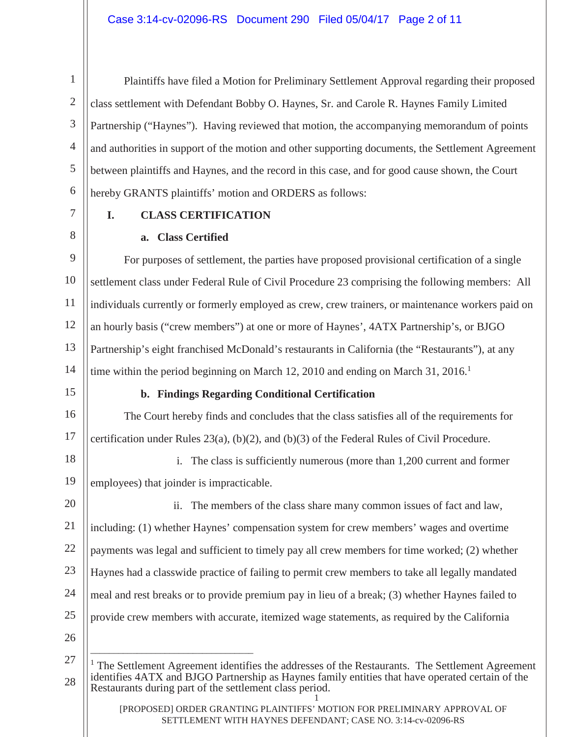Plaintiffs have filed a Motion for Preliminary Settlement Approval regarding their proposed class settlement with Defendant Bobby O. Haynes, Sr. and Carole R. Haynes Family Limited Partnership ("Haynes"). Having reviewed that motion, the accompanying memorandum of points and authorities in support of the motion and other supporting documents, the Settlement Agreement between plaintiffs and Haynes, and the record in this case, and for good cause shown, the Court hereby GRANTS plaintiffs' motion and ORDERS as follows:

## I. CLASS CERTIFICATION

### a. Class Certified

For purposes of settlement, the parties have proposed provisional certification of a single settlement class under Federal Rule of Civil Procedure 23 comprising the following members: All individuals currently or formerly employed as crew, crew trainers, or maintenance workers paid on an hourly basis ("crew members") at one or more of Haynes', 4ATX Partnership's, or BJGO Partnership's eight franchised McDonald's restaurants in California (the "Restaurants"), at any time within the period beginning on March 12, 2010 and ending on March 31, 2016.[1]

### b. Findings Regarding Conditional Certification

The Court hereby finds and concludes that the class satisfies all of the requirements for certification under Rules 23(a), (b)(2), and (b)(3) of the Federal Rules of Civil Procedure.

i. The class is sufficiently numerous (more than 1,200 current and former employees) that joinder is impracticable.

ii. The members of the class share many common issues of fact and law, including: (1) whether Haynes' compensation system for crew members' wages and overtime payments was legal and sufficient to timely pay all crew members for time worked; (2) whether Haynes had a classwide practice of failing to permit crew members to take all legally mandated meal and rest breaks or to provide premium pay in lieu of a break; (3) whether Haynes failed to provide crew members with accurate, itemized wage statements, as required by the California

[1] The Settlement Agreement identifies the addresses of the Restaurants. The Settlement Agreement identifies 4ATX and BJGO Partnership as Haynes family entities that have operated certain of the Restaurants during part of the settlement class period.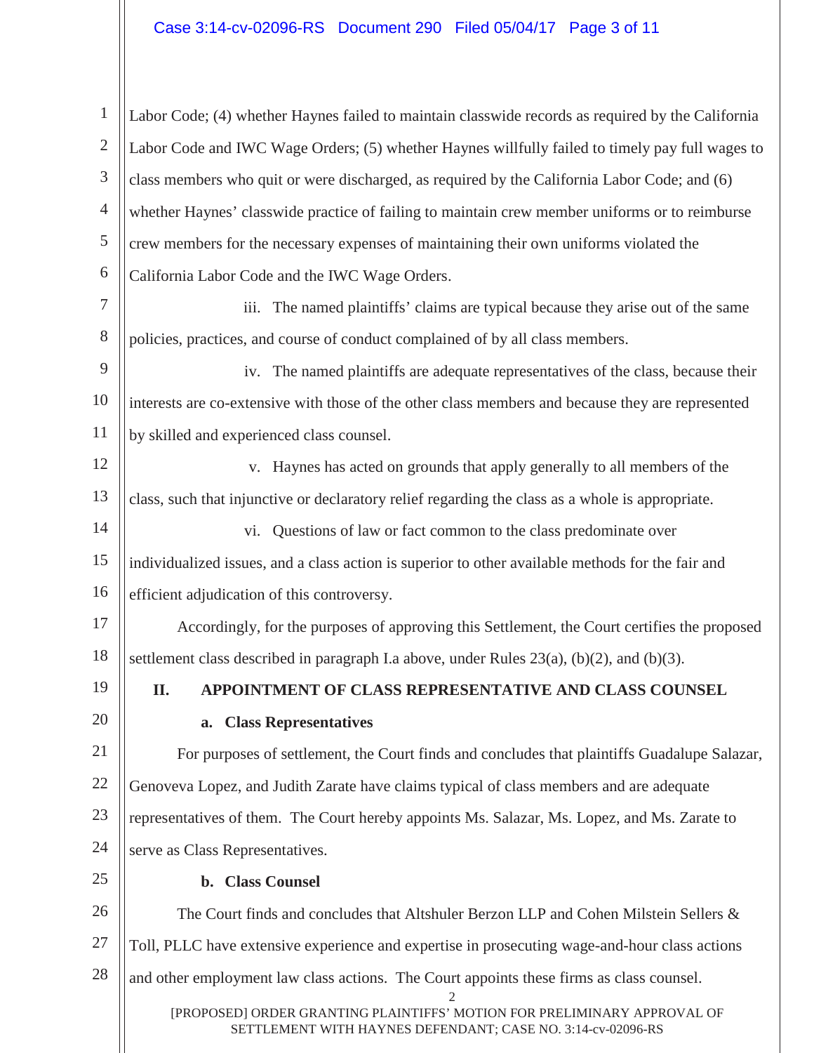Labor Code; (4) whether Haynes failed to maintain classwide records as required by the California Labor Code and IWC Wage Orders; (5) whether Haynes willfully failed to timely pay full wages to class members who quit or were discharged, as required by the California Labor Code; and (6) whether Haynes' classwide practice of failing to maintain crew member uniforms or to reimburse crew members for the necessary expenses of maintaining their own uniforms violated the California Labor Code and the IWC Wage Orders.

iii. The named plaintiffs' claims are typical because they arise out of the same policies, practices, and course of conduct complained of by all class members.

iv. The named plaintiffs are adequate representatives of the class, because their interests are co-extensive with those of the other class members and because they are represented by skilled and experienced class counsel.

v. Haynes has acted on grounds that apply generally to all members of the class, such that injunctive or declaratory relief regarding the class as a whole is appropriate.

vi. Questions of law or fact common to the class predominate over individualized issues, and a class action is superior to other available methods for the fair and efficient adjudication of this controversy.

Accordingly, for the purposes of approving this Settlement, the Court certifies the proposed settlement class described in paragraph I.a above, under Rules 23(a), (b)(2), and (b)(3).

## II. APPOINTMENT OF CLASS REPRESENTATIVE AND CLASS COUNSEL

### a. Class Representatives

For purposes of settlement, the Court finds and concludes that plaintiffs Guadalupe Salazar, Genoveva Lopez, and Judith Zarate have claims typical of class members and are adequate representatives of them. The Court hereby appoints Ms. Salazar, Ms. Lopez, and Ms. Zarate to serve as Class Representatives.

### b. Class Counsel

The Court finds and concludes that Altshuler Berzon LLP and Cohen Milstein Sellers & Toll, PLLC have extensive experience and expertise in prosecuting wage-and-hour class actions and other employment law class actions. The Court appoints these firms as class counsel.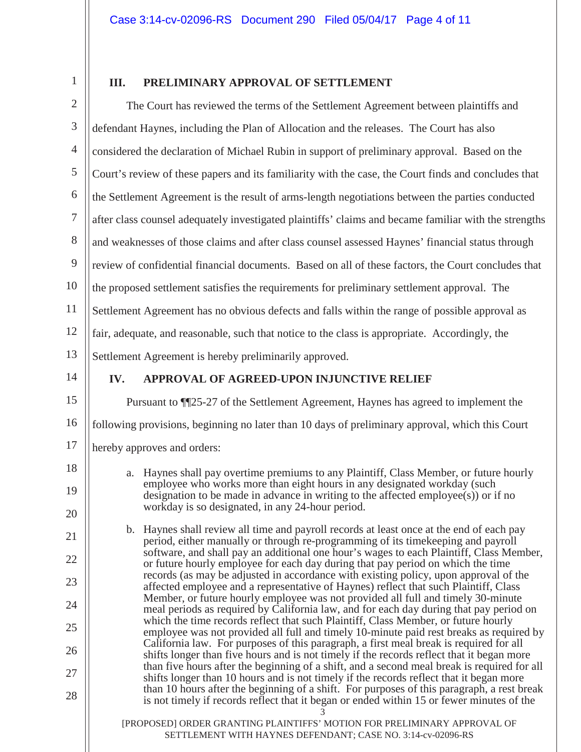## III. PRELIMINARY APPROVAL OF SETTLEMENT

The Court has reviewed the terms of the Settlement Agreement between plaintiffs and defendant Haynes, including the Plan of Allocation and the releases. The Court has also considered the declaration of Michael Rubin in support of preliminary approval. Based on the Court's review of these papers and its familiarity with the case, the Court finds and concludes that the Settlement Agreement is the result of arms-length negotiations between the parties conducted after class counsel adequately investigated plaintiffs' claims and became familiar with the strengths and weaknesses of those claims and after class counsel assessed Haynes' financial status through review of confidential financial documents. Based on all of these factors, the Court concludes that the proposed settlement satisfies the requirements for preliminary settlement approval. The Settlement Agreement has no obvious defects and falls within the range of possible approval as fair, adequate, and reasonable, such that notice to the class is appropriate. Accordingly, the Settlement Agreement is hereby preliminarily approved.

## IV. APPROVAL OF AGREED-UPON INJUNCTIVE RELIEF

Pursuant to ¶¶25-27 of the Settlement Agreement, Haynes has agreed to implement the following provisions, beginning no later than 10 days of preliminary approval, which this Court hereby approves and orders:

a. Haynes shall pay overtime premiums to any Plaintiff, Class Member, or future hourly employee who works more than eight hours in any designated workday (such designation to be made in advance in writing to the affected employee(s)) or if no workday is so designated, in any 24-hour period.

b. Haynes shall review all time and payroll records at least once at the end of each pay period, either manually or through re-programming of its timekeeping and payroll software, and shall pay an additional one hour's wages to each Plaintiff, Class Member, or future hourly employee for each day during that pay period on which the time records (as may be adjusted in accordance with existing policy, upon approval of the affected employee and a representative of Haynes) reflect that such Plaintiff, Class Member, or future hourly employee was not provided all full and timely 30-minute meal periods as required by California law, and for each day during that pay period on which the time records reflect that such Plaintiff, Class Member, or future hourly employee was not provided all full and timely 10-minute paid rest breaks as required by California law. For purposes of this paragraph, a first meal break is required for all shifts longer than five hours and is not timely if the records reflect that it began more than five hours after the beginning of a shift, and a second meal break is required for all shifts longer than 10 hours and is not timely if the records reflect that it began more than 10 hours after the beginning of a shift. For purposes of this paragraph, a rest break is not timely if records reflect that it began or ended within 15 or fewer minutes of the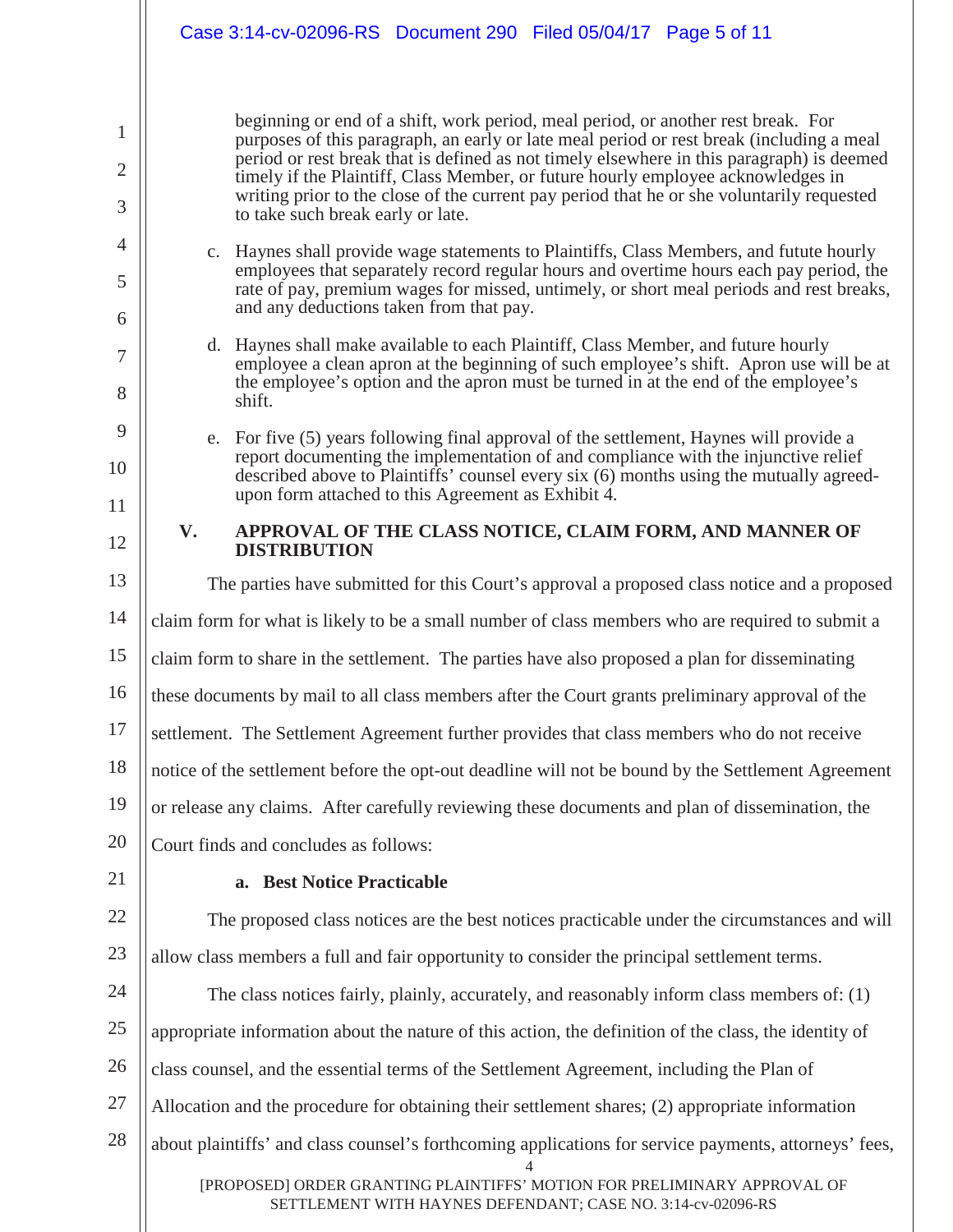beginning or end of a shift, work period, meal period, or another rest break. For purposes of this paragraph, an early or late meal period or rest break (including a meal period or rest break that is defined as not timely elsewhere in this paragraph) is deemed timely if the Plaintiff, Class Member, or future hourly employee acknowledges in writing prior to the close of the current pay period that he or she voluntarily requested to take such break early or late.

c. Haynes shall provide wage statements to Plaintiffs, Class Members, and futute hourly employees that separately record regular hours and overtime hours each pay period, the rate of pay, premium wages for missed, untimely, or short meal periods and rest breaks, and any deductions taken from that pay.

d. Haynes shall make available to each Plaintiff, Class Member, and future hourly employee a clean apron at the beginning of such employee's shift. Apron use will be at the employee's option and the apron must be turned in at the end of the employee's shift.

e. For five (5) years following final approval of the settlement, Haynes will provide a report documenting the implementation of and compliance with the injunctive relief described above to Plaintiffs' counsel every six (6) months using the mutually agreed-upon form attached to this Agreement as Exhibit 4.

## V. APPROVAL OF THE CLASS NOTICE, CLAIM FORM, AND MANNER OF DISTRIBUTION

The parties have submitted for this Court's approval a proposed class notice and a proposed claim form for what is likely to be a small number of class members who are required to submit a claim form to share in the settlement. The parties have also proposed a plan for disseminating these documents by mail to all class members after the Court grants preliminary approval of the settlement. The Settlement Agreement further provides that class members who do not receive notice of the settlement before the opt-out deadline will not be bound by the Settlement Agreement or release any claims. After carefully reviewing these documents and plan of dissemination, the Court finds and concludes as follows:

**a. Best Notice Practicable**

The proposed class notices are the best notices practicable under the circumstances and will allow class members a full and fair opportunity to consider the principal settlement terms.

The class notices fairly, plainly, accurately, and reasonably inform class members of: (1) appropriate information about the nature of this action, the definition of the class, the identity of class counsel, and the essential terms of the Settlement Agreement, including the Plan of Allocation and the procedure for obtaining their settlement shares; (2) appropriate information about plaintiffs' and class counsel's forthcoming applications for service payments, attorneys' fees,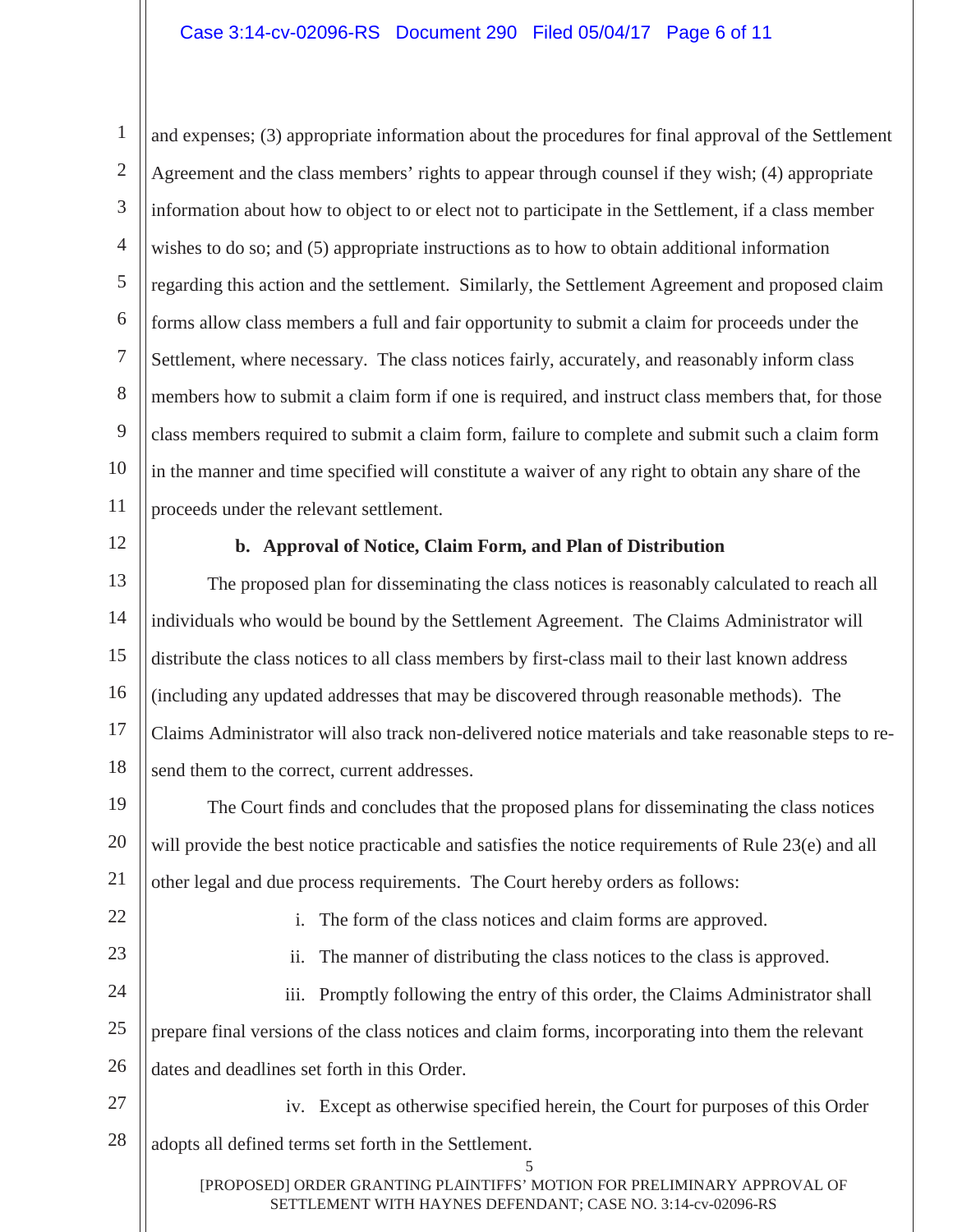and expenses; (3) appropriate information about the procedures for final approval of the Settlement Agreement and the class members' rights to appear through counsel if they wish; (4) appropriate information about how to object to or elect not to participate in the Settlement, if a class member wishes to do so; and (5) appropriate instructions as to how to obtain additional information regarding this action and the settlement. Similarly, the Settlement Agreement and proposed claim forms allow class members a full and fair opportunity to submit a claim for proceeds under the Settlement, where necessary. The class notices fairly, accurately, and reasonably inform class members how to submit a claim form if one is required, and instruct class members that, for those class members required to submit a claim form, failure to complete and submit such a claim form in the manner and time specified will constitute a waiver of any right to obtain any share of the proceeds under the relevant settlement.

**b. Approval of Notice, Claim Form, and Plan of Distribution**

The proposed plan for disseminating the class notices is reasonably calculated to reach all individuals who would be bound by the Settlement Agreement. The Claims Administrator will distribute the class notices to all class members by first-class mail to their last known address (including any updated addresses that may be discovered through reasonable methods). The Claims Administrator will also track non-delivered notice materials and take reasonable steps to re-send them to the correct, current addresses.

The Court finds and concludes that the proposed plans for disseminating the class notices will provide the best notice practicable and satisfies the notice requirements of Rule 23(e) and all other legal and due process requirements. The Court hereby orders as follows:

i. The form of the class notices and claim forms are approved.

ii. The manner of distributing the class notices to the class is approved.

iii. Promptly following the entry of this order, the Claims Administrator shall prepare final versions of the class notices and claim forms, incorporating into them the relevant dates and deadlines set forth in this Order.

iv. Except as otherwise specified herein, the Court for purposes of this Order adopts all defined terms set forth in the Settlement.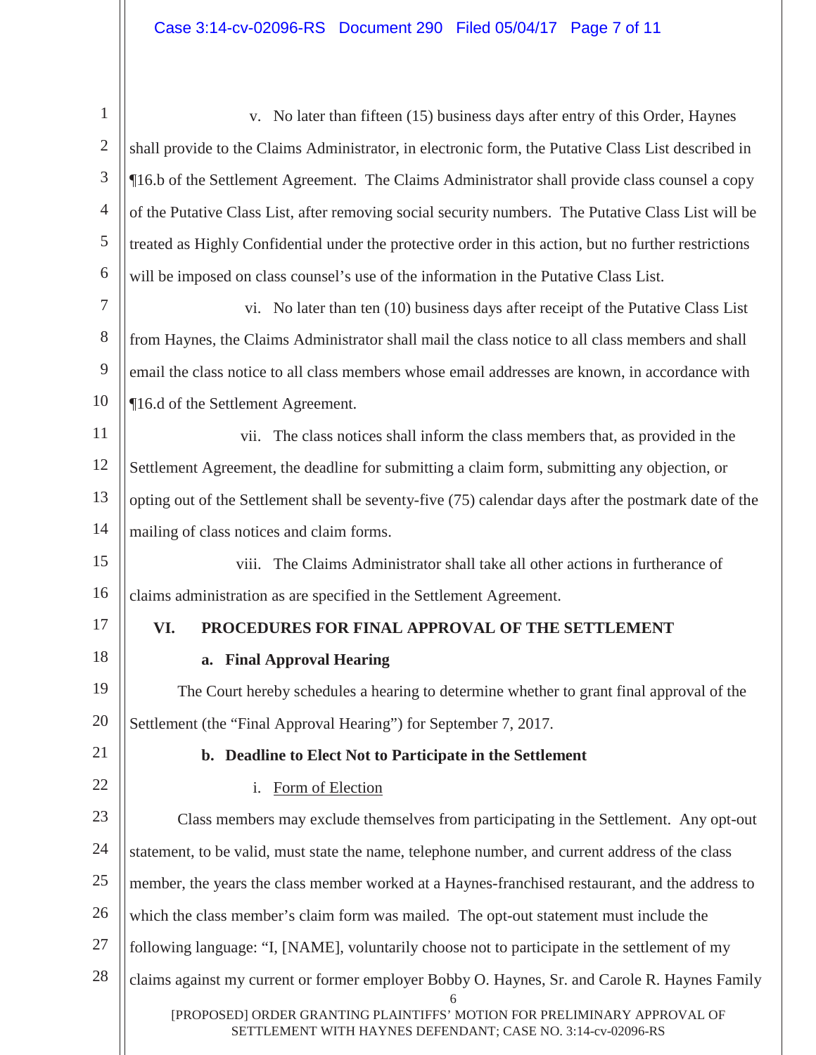v. No later than fifteen (15) business days after entry of this Order, Haynes shall provide to the Claims Administrator, in electronic form, the Putative Class List described in ¶16.b of the Settlement Agreement. The Claims Administrator shall provide class counsel a copy of the Putative Class List, after removing social security numbers. The Putative Class List will be treated as Highly Confidential under the protective order in this action, but no further restrictions will be imposed on class counsel's use of the information in the Putative Class List.

vi. No later than ten (10) business days after receipt of the Putative Class List from Haynes, the Claims Administrator shall mail the class notice to all class members and shall email the class notice to all class members whose email addresses are known, in accordance with ¶16.d of the Settlement Agreement.

vii. The class notices shall inform the class members that, as provided in the Settlement Agreement, the deadline for submitting a claim form, submitting any objection, or opting out of the Settlement shall be seventy-five (75) calendar days after the postmark date of the mailing of class notices and claim forms.

viii. The Claims Administrator shall take all other actions in furtherance of claims administration as are specified in the Settlement Agreement.

## VI. PROCEDURES FOR FINAL APPROVAL OF THE SETTLEMENT

### a. Final Approval Hearing

The Court hereby schedules a hearing to determine whether to grant final approval of the Settlement (the "Final Approval Hearing") for September 7, 2017.

### b. Deadline to Elect Not to Participate in the Settlement

i. Form of Election

Class members may exclude themselves from participating in the Settlement. Any opt-out statement, to be valid, must state the name, telephone number, and current address of the class member, the years the class member worked at a Haynes-franchised restaurant, and the address to which the class member's claim form was mailed. The opt-out statement must include the following language: "I, [NAME], voluntarily choose not to participate in the settlement of my claims against my current or former employer Bobby O. Haynes, Sr. and Carole R. Haynes Family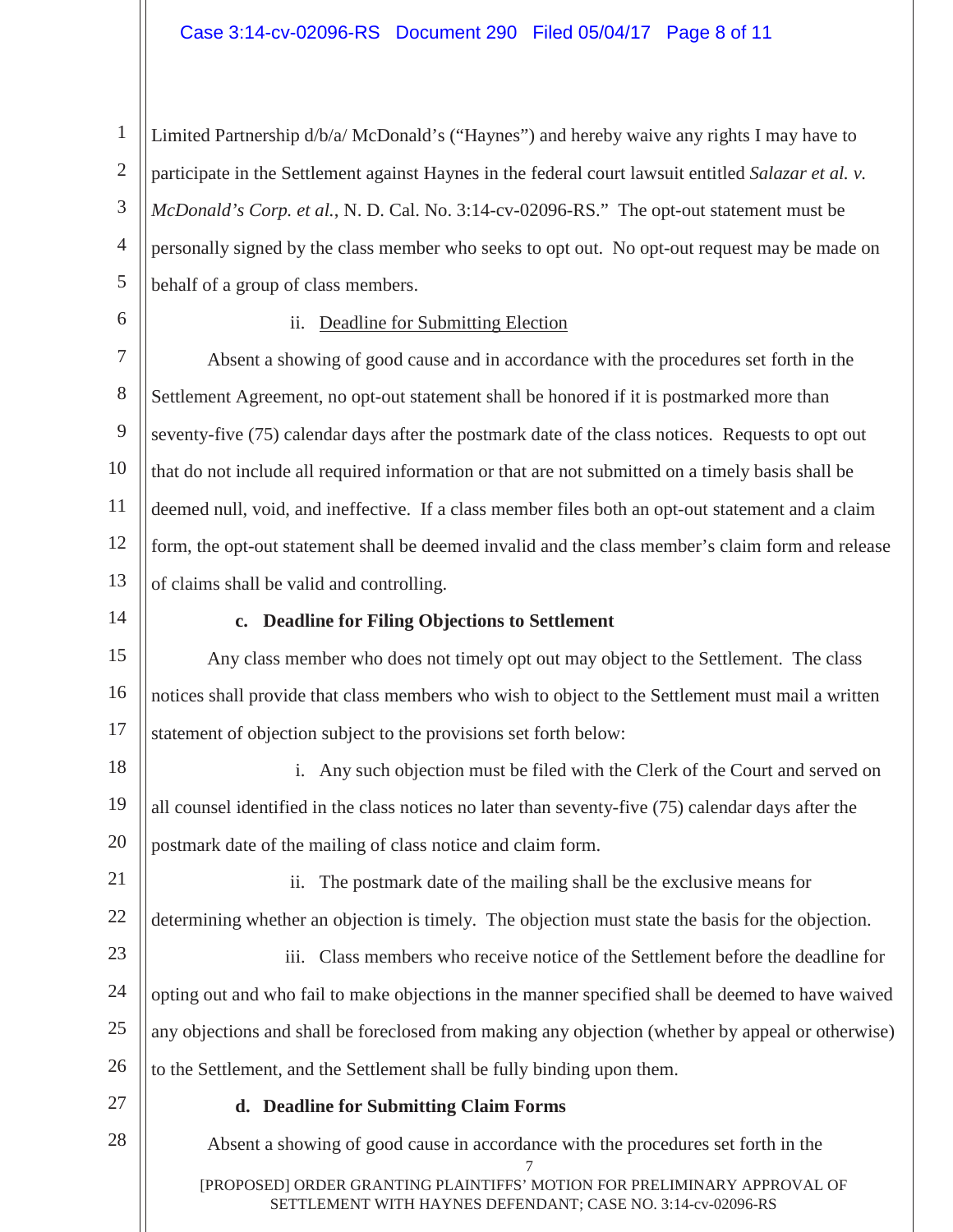Limited Partnership d/b/a/ McDonald's ("Haynes") and hereby waive any rights I may have to participate in the Settlement against Haynes in the federal court lawsuit entitled *Salazar et al. v. McDonald's Corp. et al.*, N. D. Cal. No. 3:14-cv-02096-RS." The opt-out statement must be personally signed by the class member who seeks to opt out. No opt-out request may be made on behalf of a group of class members.

ii. <u>Deadline for Submitting Election</u>

Absent a showing of good cause and in accordance with the procedures set forth in the Settlement Agreement, no opt-out statement shall be honored if it is postmarked more than seventy-five (75) calendar days after the postmark date of the class notices. Requests to opt out that do not include all required information or that are not submitted on a timely basis shall be deemed null, void, and ineffective. If a class member files both an opt-out statement and a claim form, the opt-out statement shall be deemed invalid and the class member's claim form and release of claims shall be valid and controlling.

**c. Deadline for Filing Objections to Settlement**

Any class member who does not timely opt out may object to the Settlement. The class notices shall provide that class members who wish to object to the Settlement must mail a written statement of objection subject to the provisions set forth below:

i. Any such objection must be filed with the Clerk of the Court and served on all counsel identified in the class notices no later than seventy-five (75) calendar days after the postmark date of the mailing of class notice and claim form.

ii. The postmark date of the mailing shall be the exclusive means for determining whether an objection is timely. The objection must state the basis for the objection.

iii. Class members who receive notice of the Settlement before the deadline for opting out and who fail to make objections in the manner specified shall be deemed to have waived any objections and shall be foreclosed from making any objection (whether by appeal or otherwise) to the Settlement, and the Settlement shall be fully binding upon them.

**d. Deadline for Submitting Claim Forms**

Absent a showing of good cause in accordance with the procedures set forth in the

[PROPOSED] ORDER GRANTING PLAINTIFFS' MOTION FOR PRELIMINARY APPROVAL OF SETTLEMENT WITH HAYNES DEFENDANT; CASE NO. 3:14-cv-02096-RS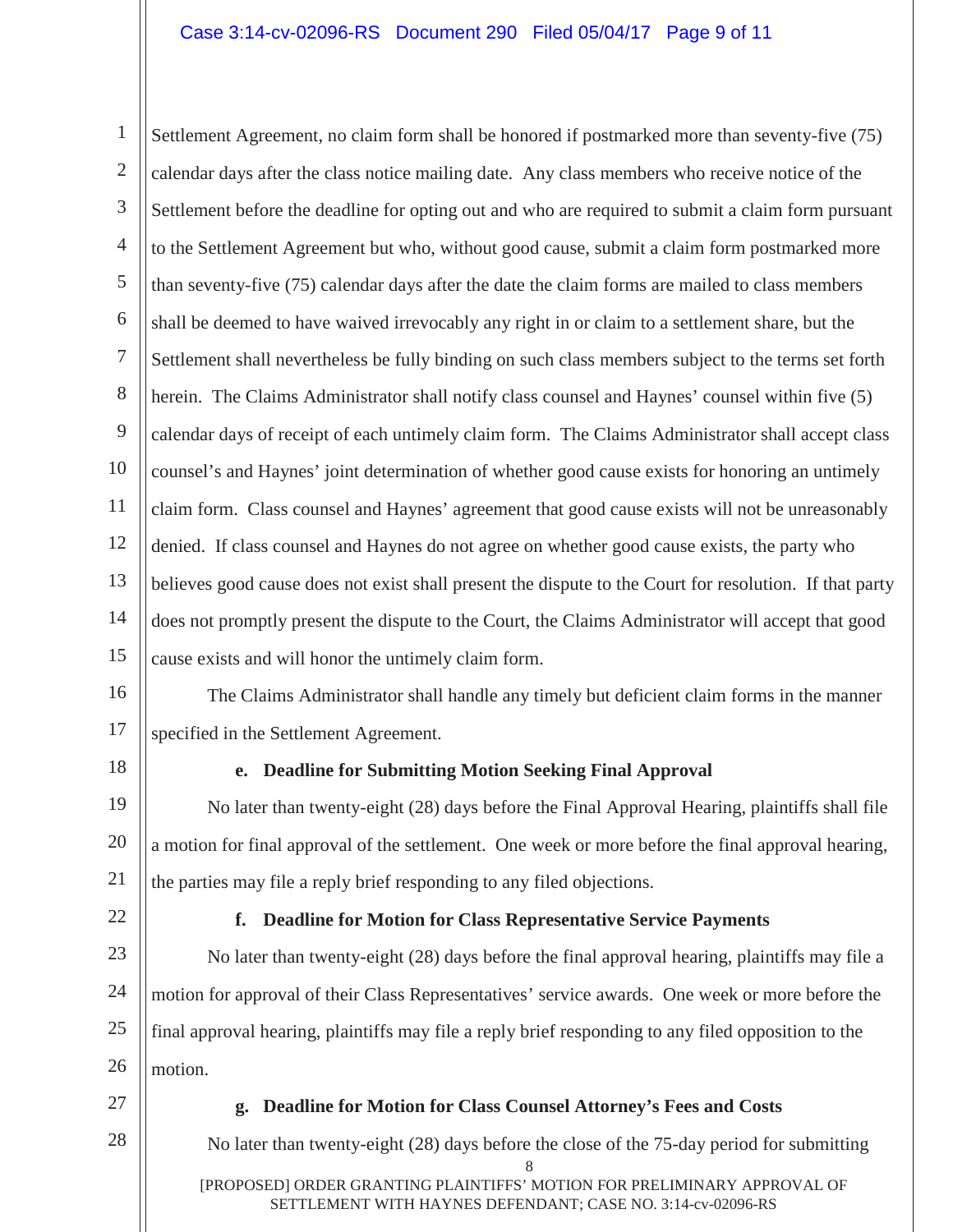Settlement Agreement, no claim form shall be honored if postmarked more than seventy-five (75) calendar days after the class notice mailing date. Any class members who receive notice of the Settlement before the deadline for opting out and who are required to submit a claim form pursuant to the Settlement Agreement but who, without good cause, submit a claim form postmarked more than seventy-five (75) calendar days after the date the claim forms are mailed to class members shall be deemed to have waived irrevocably any right in or claim to a settlement share, but the Settlement shall nevertheless be fully binding on such class members subject to the terms set forth herein. The Claims Administrator shall notify class counsel and Haynes' counsel within five (5) calendar days of receipt of each untimely claim form. The Claims Administrator shall accept class counsel's and Haynes' joint determination of whether good cause exists for honoring an untimely claim form. Class counsel and Haynes' agreement that good cause exists will not be unreasonably denied. If class counsel and Haynes do not agree on whether good cause exists, the party who believes good cause does not exist shall present the dispute to the Court for resolution. If that party does not promptly present the dispute to the Court, the Claims Administrator will accept that good cause exists and will honor the untimely claim form.

The Claims Administrator shall handle any timely but deficient claim forms in the manner specified in the Settlement Agreement.

**e. Deadline for Submitting Motion Seeking Final Approval**

No later than twenty-eight (28) days before the Final Approval Hearing, plaintiffs shall file a motion for final approval of the settlement. One week or more before the final approval hearing, the parties may file a reply brief responding to any filed objections.

**f. Deadline for Motion for Class Representative Service Payments**

No later than twenty-eight (28) days before the final approval hearing, plaintiffs may file a motion for approval of their Class Representatives' service awards. One week or more before the final approval hearing, plaintiffs may file a reply brief responding to any filed opposition to the motion.

**g. Deadline for Motion for Class Counsel Attorney's Fees and Costs**

No later than twenty-eight (28) days before the close of the 75-day period for submitting

[PROPOSED] ORDER GRANTING PLAINTIFFS' MOTION FOR PRELIMINARY APPROVAL OF SETTLEMENT WITH HAYNES DEFENDANT; CASE NO. 3:14-cv-02096-RS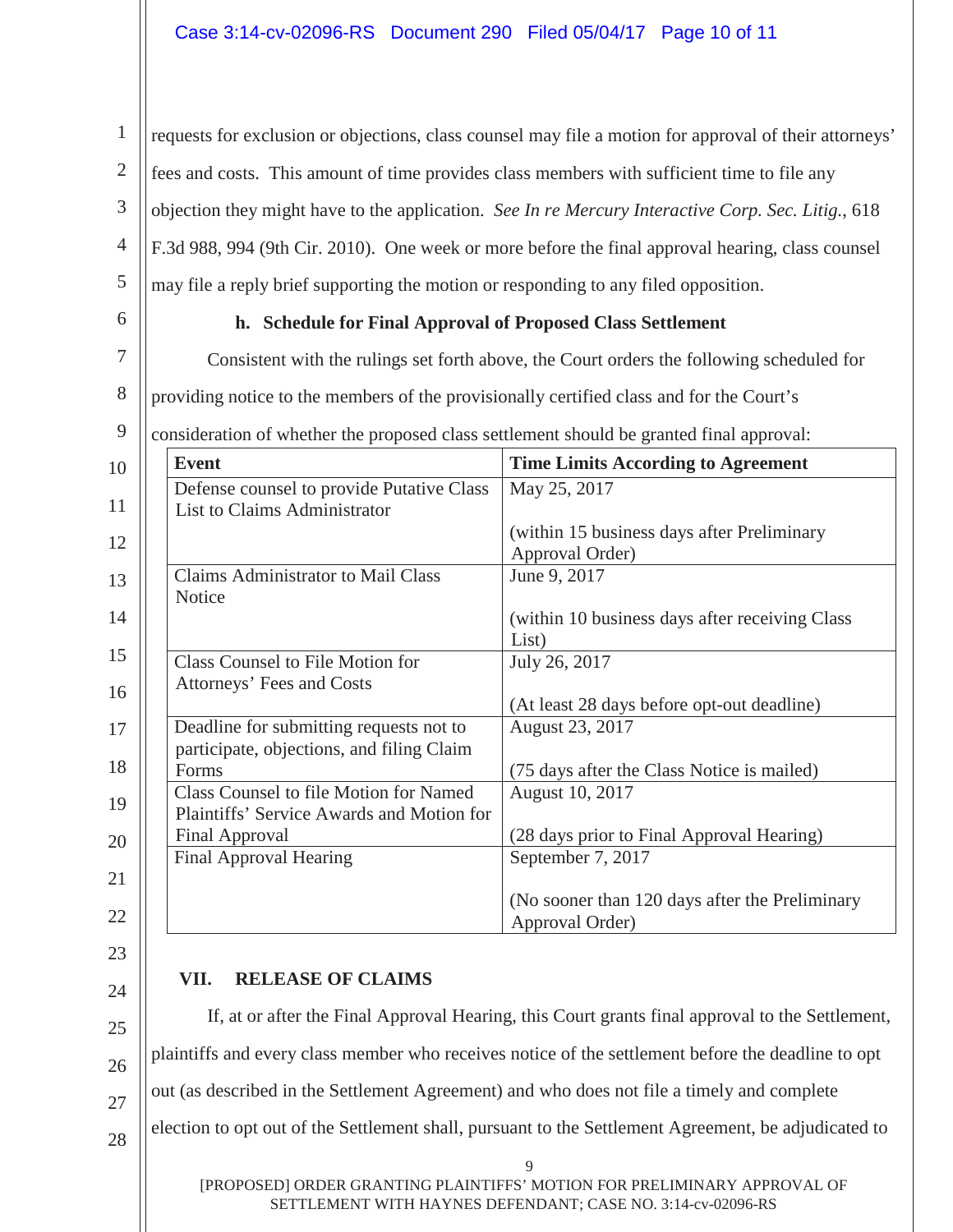requests for exclusion or objections, class counsel may file a motion for approval of their attorneys' fees and costs. This amount of time provides class members with sufficient time to file any objection they might have to the application. *See In re Mercury Interactive Corp. Sec. Litig.*, 618 F.3d 988, 994 (9th Cir. 2010). One week or more before the final approval hearing, class counsel may file a reply brief supporting the motion or responding to any filed opposition.

**h. Schedule for Final Approval of Proposed Class Settlement**

Consistent with the rulings set forth above, the Court orders the following scheduled for providing notice to the members of the provisionally certified class and for the Court's consideration of whether the proposed class settlement should be granted final approval:

| Event | Time Limits According to Agreement |
|---|---|
| Defense counsel to provide Putative Class List to Claims Administrator | May 25, 2017<br><br>(within 15 business days after Preliminary Approval Order) |
| Claims Administrator to Mail Class Notice | June 9, 2017<br><br>(within 10 business days after receiving Class List) |
| Class Counsel to File Motion for Attorneys' Fees and Costs | July 26, 2017<br><br>(At least 28 days before opt-out deadline) |
| Deadline for submitting requests not to participate, objections, and filing Claim Forms | August 23, 2017<br><br>(75 days after the Class Notice is mailed) |
| Class Counsel to file Motion for Named Plaintiffs' Service Awards and Motion for Final Approval | August 10, 2017<br><br>(28 days prior to Final Approval Hearing) |
| Final Approval Hearing | September 7, 2017<br><br>(No sooner than 120 days after the Preliminary Approval Order) |

## VII. RELEASE OF CLAIMS

If, at or after the Final Approval Hearing, this Court grants final approval to the Settlement, plaintiffs and every class member who receives notice of the settlement before the deadline to opt out (as described in the Settlement Agreement) and who does not file a timely and complete election to opt out of the Settlement shall, pursuant to the Settlement Agreement, be adjudicated to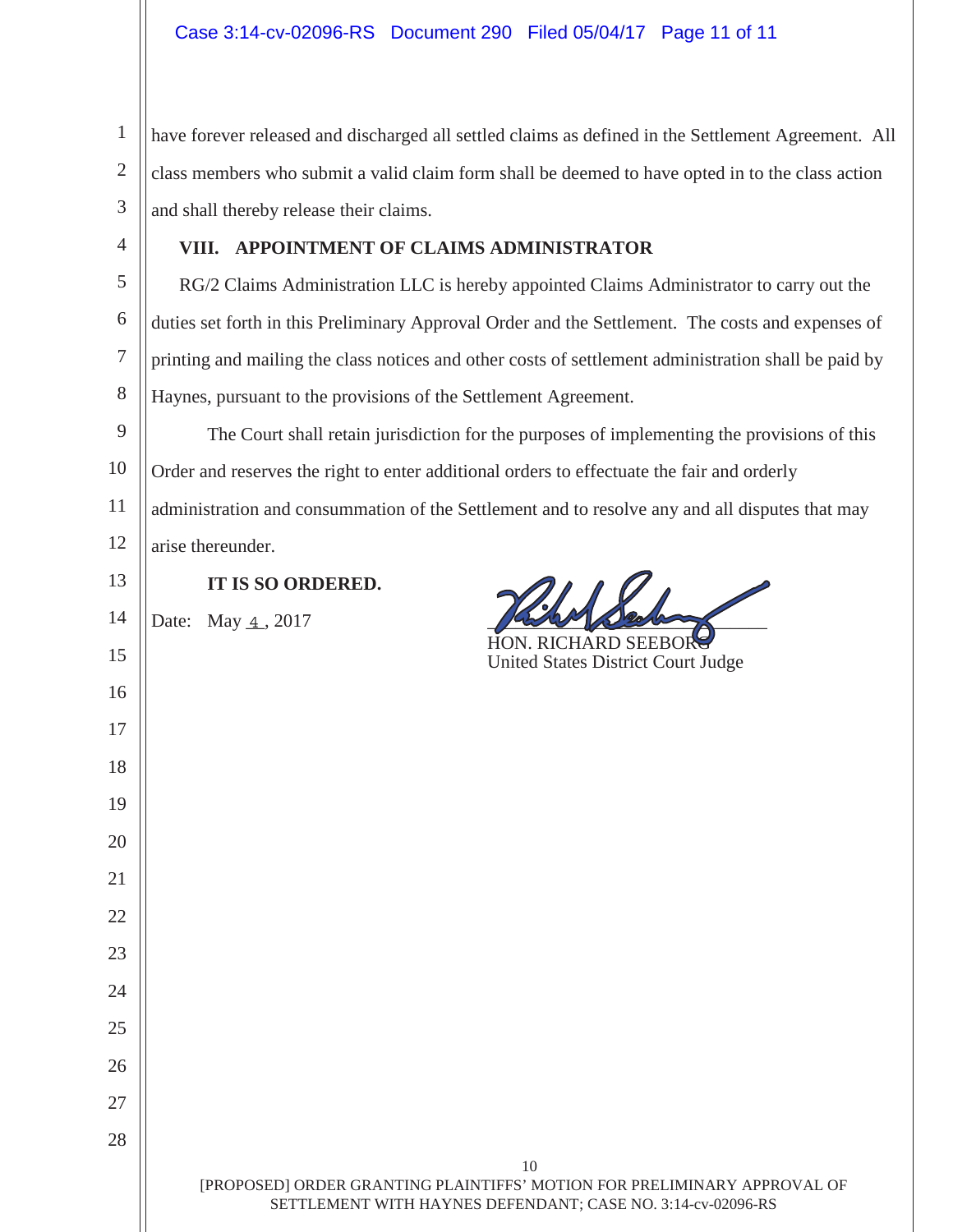have forever released and discharged all settled claims as defined in the Settlement Agreement. All class members who submit a valid claim form shall be deemed to have opted in to the class action and shall thereby release their claims.

## VIII. APPOINTMENT OF CLAIMS ADMINISTRATOR

RG/2 Claims Administration LLC is hereby appointed Claims Administrator to carry out the duties set forth in this Preliminary Approval Order and the Settlement. The costs and expenses of printing and mailing the class notices and other costs of settlement administration shall be paid by Haynes, pursuant to the provisions of the Settlement Agreement.

The Court shall retain jurisdiction for the purposes of implementing the provisions of this Order and reserves the right to enter additional orders to effectuate the fair and orderly administration and consummation of the Settlement and to resolve any and all disputes that may arise thereunder.

**IT IS SO ORDERED.**

Date: May 4, 2017

HON. RICHARD SEEBORG
United States District Court Judge

[PROPOSED] ORDER GRANTING PLAINTIFFS' MOTION FOR PRELIMINARY APPROVAL OF SETTLEMENT WITH HAYNES DEFENDANT; CASE NO. 3:14-cv-02096-RS